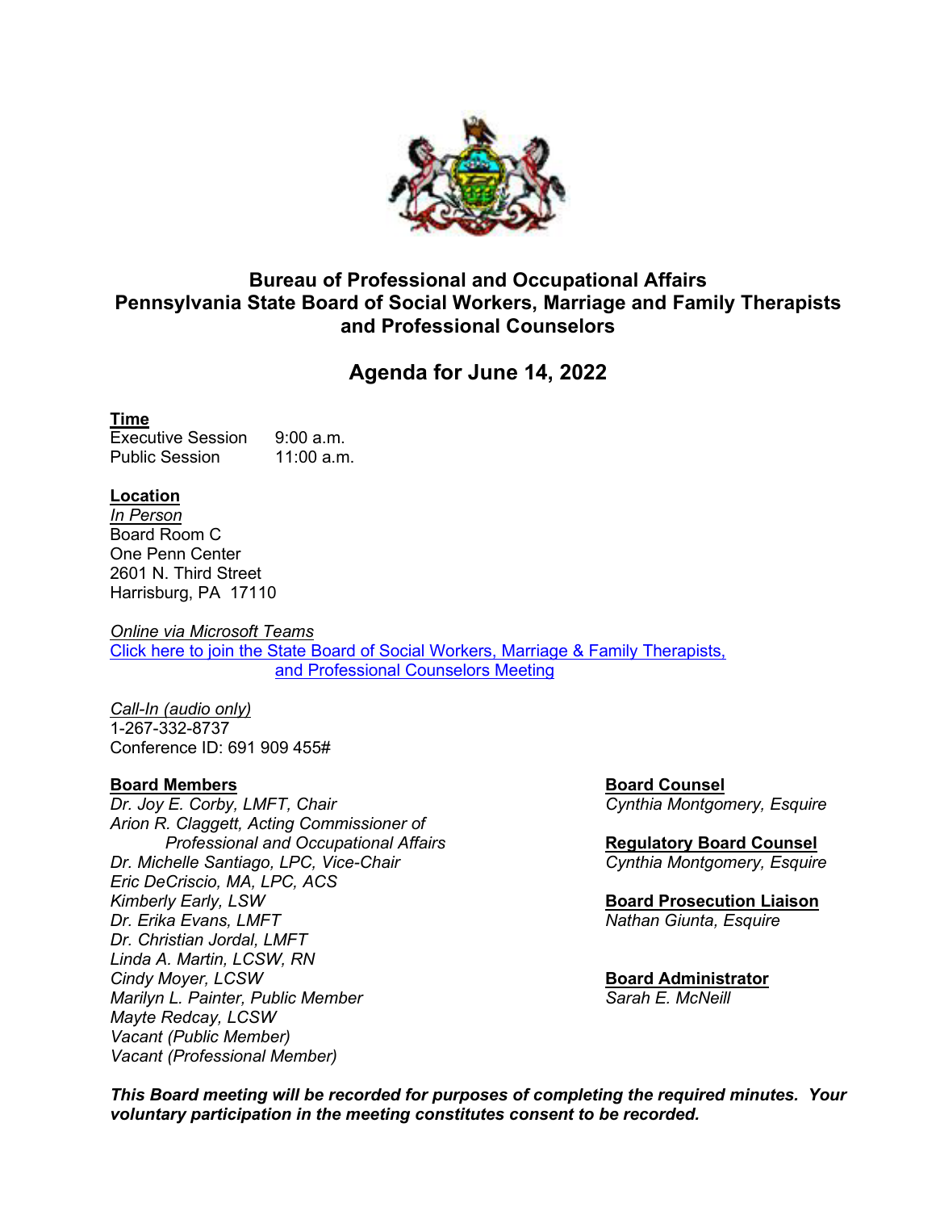## Bureau of Professional and Occupational Affairs
## Pennsylvania State Board of Social Workers, Marriage and Family Therapists and Professional Counselors

# Agenda for June 14, 2022

**Time**

Executive Session 9:00 a.m.
Public Session 11:00 a.m.

**Location**

*In Person*
Board Room C
One Penn Center
2601 N. Third Street
Harrisburg, PA 17110

*Online via Microsoft Teams*
Click here to join the State Board of Social Workers, Marriage & Family Therapists, and Professional Counselors Meeting

*Call-In (audio only)*
1-267-332-8737
Conference ID: 691 909 455#

**Board Members**

*Dr. Joy E. Corby, LMFT, Chair*
*Arion R. Claggett, Acting Commissioner of Professional and Occupational Affairs*
*Dr. Michelle Santiago, LPC, Vice-Chair*
*Eric DeCriscio, MA, LPC, ACS*
*Kimberly Early, LSW*
*Dr. Erika Evans, LMFT*
*Dr. Christian Jordal, LMFT*
*Linda A. Martin, LCSW, RN*
*Cindy Moyer, LCSW*
*Marilyn L. Painter, Public Member*
*Mayte Redcay, LCSW*
*Vacant (Public Member)*
*Vacant (Professional Member)*

**Board Counsel**
*Cynthia Montgomery, Esquire*

**Regulatory Board Counsel**
*Cynthia Montgomery, Esquire*

**Board Prosecution Liaison**
*Nathan Giunta, Esquire*

**Board Administrator**
*Sarah E. McNeill*

***This Board meeting will be recorded for purposes of completing the required minutes. Your voluntary participation in the meeting constitutes consent to be recorded.***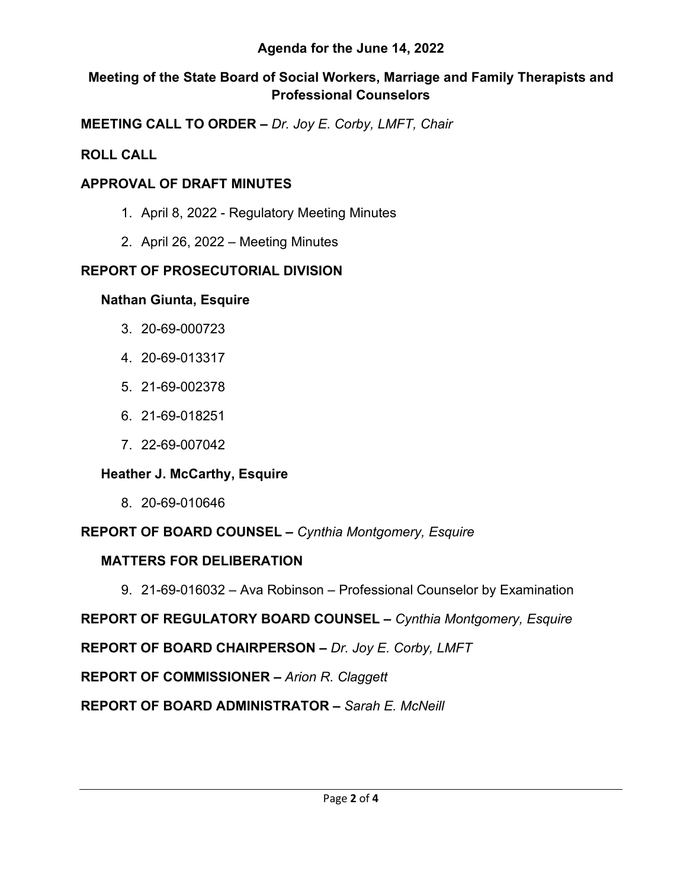**Agenda for the June 14, 2022**

**Meeting of the State Board of Social Workers, Marriage and Family Therapists and Professional Counselors**

**MEETING CALL TO ORDER –** *Dr. Joy E. Corby, LMFT, Chair*

**ROLL CALL**

**APPROVAL OF DRAFT MINUTES**

1. April 8, 2022 - Regulatory Meeting Minutes
2. April 26, 2022 – Meeting Minutes

**REPORT OF PROSECUTORIAL DIVISION**

**Nathan Giunta, Esquire**

3. 20-69-000723
4. 20-69-013317
5. 21-69-002378
6. 21-69-018251
7. 22-69-007042

**Heather J. McCarthy, Esquire**

8. 20-69-010646

**REPORT OF BOARD COUNSEL –** *Cynthia Montgomery, Esquire*

**MATTERS FOR DELIBERATION**

9. 21-69-016032 – Ava Robinson – Professional Counselor by Examination

**REPORT OF REGULATORY BOARD COUNSEL –** *Cynthia Montgomery, Esquire*

**REPORT OF BOARD CHAIRPERSON –** *Dr. Joy E. Corby, LMFT*

**REPORT OF COMMISSIONER –** *Arion R. Claggett*

**REPORT OF BOARD ADMINISTRATOR –** *Sarah E. McNeill*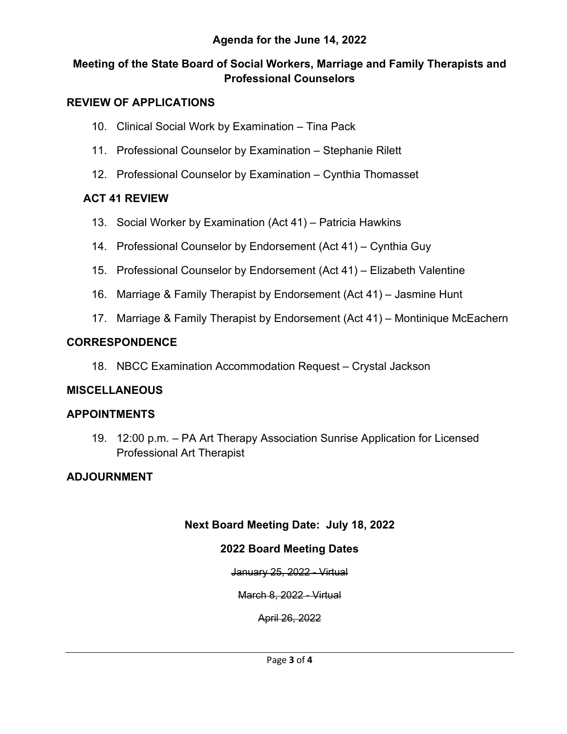**Agenda for the June 14, 2022**

**Meeting of the State Board of Social Workers, Marriage and Family Therapists and Professional Counselors**

## REVIEW OF APPLICATIONS

10. Clinical Social Work by Examination – Tina Pack
11. Professional Counselor by Examination – Stephanie Rilett
12. Professional Counselor by Examination – Cynthia Thomasset

### ACT 41 REVIEW

13. Social Worker by Examination (Act 41) – Patricia Hawkins
14. Professional Counselor by Endorsement (Act 41) – Cynthia Guy
15. Professional Counselor by Endorsement (Act 41) – Elizabeth Valentine
16. Marriage & Family Therapist by Endorsement (Act 41) – Jasmine Hunt
17. Marriage & Family Therapist by Endorsement (Act 41) – Montinique McEachern

## CORRESPONDENCE

18. NBCC Examination Accommodation Request – Crystal Jackson

## MISCELLANEOUS

## APPOINTMENTS

19. 12:00 p.m. – PA Art Therapy Association Sunrise Application for Licensed Professional Art Therapist

## ADJOURNMENT

**Next Board Meeting Date: July 18, 2022**

**2022 Board Meeting Dates**

~~January 25, 2022 - Virtual~~

~~March 8, 2022 - Virtual~~

~~April 26, 2022~~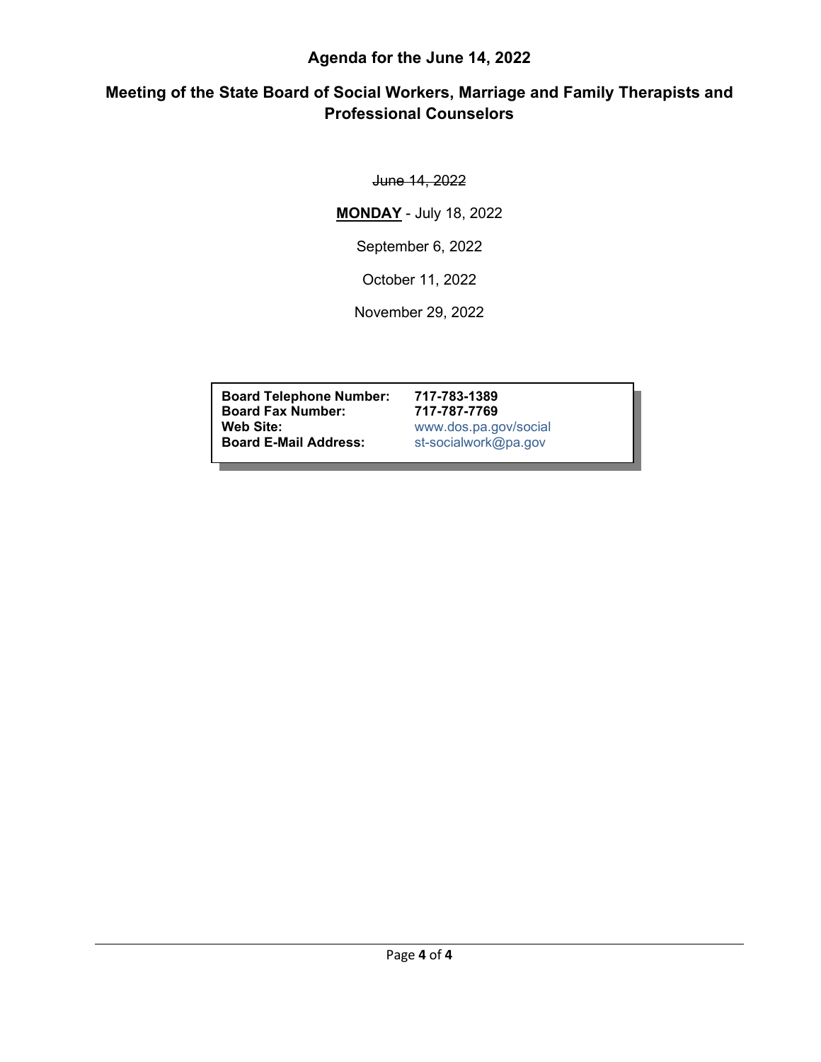## Agenda for the June 14, 2022

## Meeting of the State Board of Social Workers, Marriage and Family Therapists and Professional Counselors

~~June 14, 2022~~

**MONDAY** - July 18, 2022

September 6, 2022

October 11, 2022

November 29, 2022

| | |
|---|---|
| **Board Telephone Number:** | **717-783-1389** |
| **Board Fax Number:** | **717-787-7769** |
| **Web Site:** | www.dos.pa.gov/social |
| **Board E-Mail Address:** | st-socialwork@pa.gov |